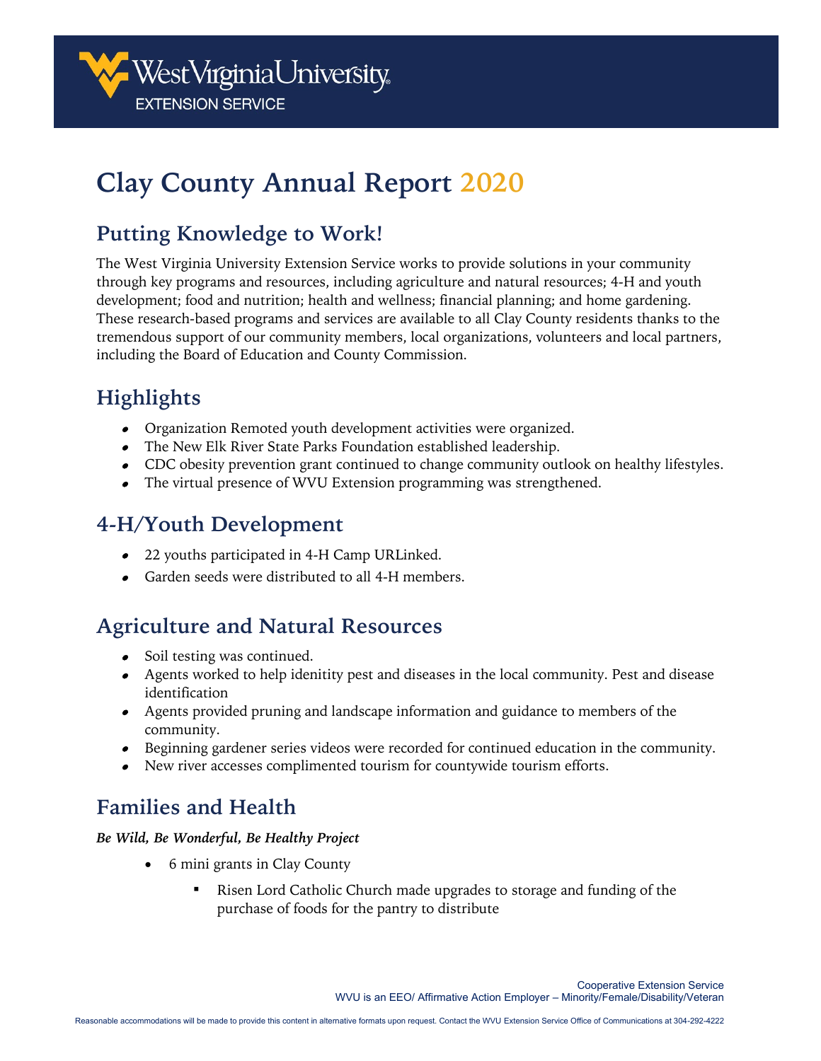# Clay County Annual Report 2020

## Putting Knowledge to Work!

The West Virginia University Extension Service works to provide solutions in your community through key programs and resources, including agriculture and natural resources; 4-H and youth development; food and nutrition; health and wellness; financial planning; and home gardening. These research-based programs and services are available to all Clay County residents thanks to the tremendous support of our community members, local organizations, volunteers and local partners, including the Board of Education and County Commission.

## Highlights

- Organization Remoted youth development activities were organized.
- The New Elk River State Parks Foundation established leadership.
- CDC obesity prevention grant continued to change community outlook on healthy lifestyles.
- The virtual presence of WVU Extension programming was strengthened.

## 4-H/Youth Development

- 22 youths participated in 4-H Camp URLinked.
- Garden seeds were distributed to all 4-H members.

## Agriculture and Natural Resources

- Soil testing was continued.
- Agents worked to help idenitity pest and diseases in the local community. Pest and disease identification
- Agents provided pruning and landscape information and guidance to members of the community.
- Beginning gardener series videos were recorded for continued education in the community.
- New river accesses complimented tourism for countywide tourism efforts.

## Families and Health

***Be Wild, Be Wonderful, Be Healthy Project***

- 6 mini grants in Clay County
  - Risen Lord Catholic Church made upgrades to storage and funding of the purchase of foods for the pantry to distribute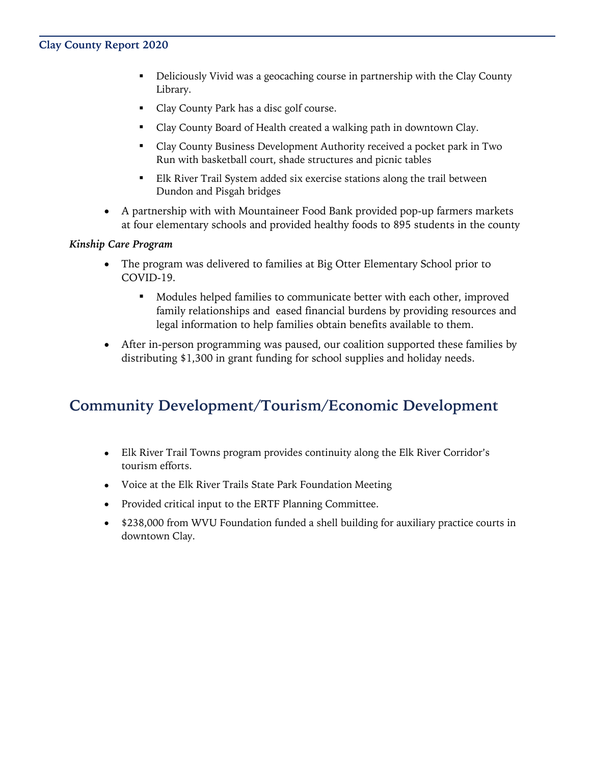- Deliciously Vivid was a geocaching course in partnership with the Clay County Library.
  - Clay County Park has a disc golf course.
  - Clay County Board of Health created a walking path in downtown Clay.
  - Clay County Business Development Authority received a pocket park in Two Run with basketball court, shade structures and picnic tables
  - Elk River Trail System added six exercise stations along the trail between Dundon and Pisgah bridges
- A partnership with with Mountaineer Food Bank provided pop-up farmers markets at four elementary schools and provided healthy foods to 895 students in the county

***Kinship Care Program***

- The program was delivered to families at Big Otter Elementary School prior to COVID-19.
  - Modules helped families to communicate better with each other, improved family relationships and eased financial burdens by providing resources and legal information to help families obtain benefits available to them.
- After in-person programming was paused, our coalition supported these families by distributing $1,300 in grant funding for school supplies and holiday needs.

## Community Development/Tourism/Economic Development

- Elk River Trail Towns program provides continuity along the Elk River Corridor's tourism efforts.
- Voice at the Elk River Trails State Park Foundation Meeting
- Provided critical input to the ERTF Planning Committee.
- $238,000 from WVU Foundation funded a shell building for auxiliary practice courts in downtown Clay.